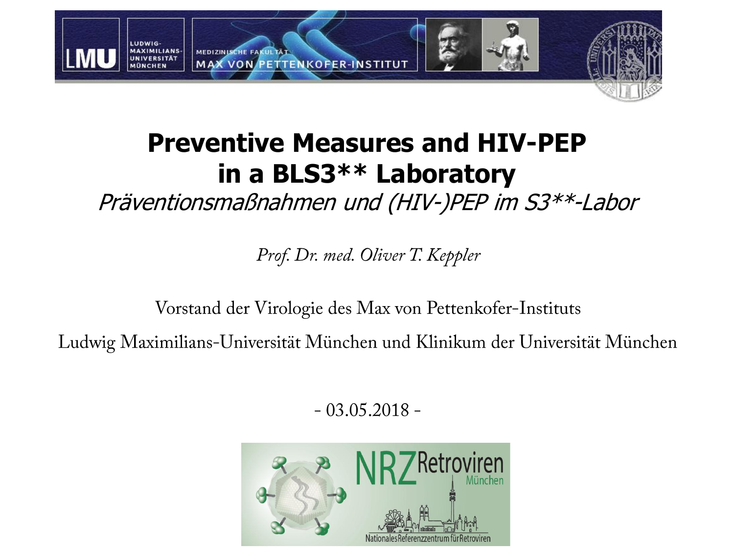# Preventive Measures and HIV-PEP in a BLS3** Laboratory

*Präventionsmaßnahmen und (HIV-)PEP im S3**-Labor*

*Prof. Dr. med. Oliver T. Keppler*

Vorstand der Virologie des Max von Pettenkofer-Instituts

Ludwig Maximilians-Universität München und Klinikum der Universität München

- 03.05.2018 -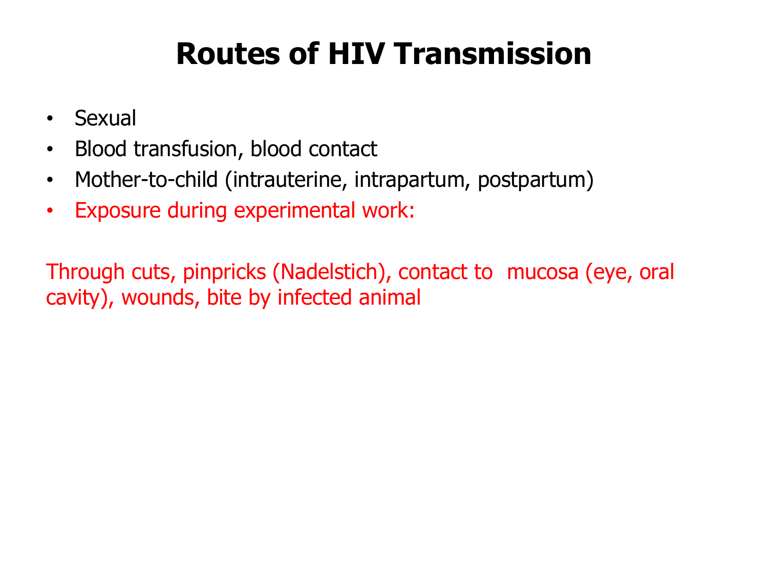# Routes of HIV Transmission

- Sexual
- Blood transfusion, blood contact
- Mother-to-child (intrauterine, intrapartum, postpartum)
- Exposure during experimental work:

Through cuts, pinpricks (Nadelstich), contact to mucosa (eye, oral cavity), wounds, bite by infected animal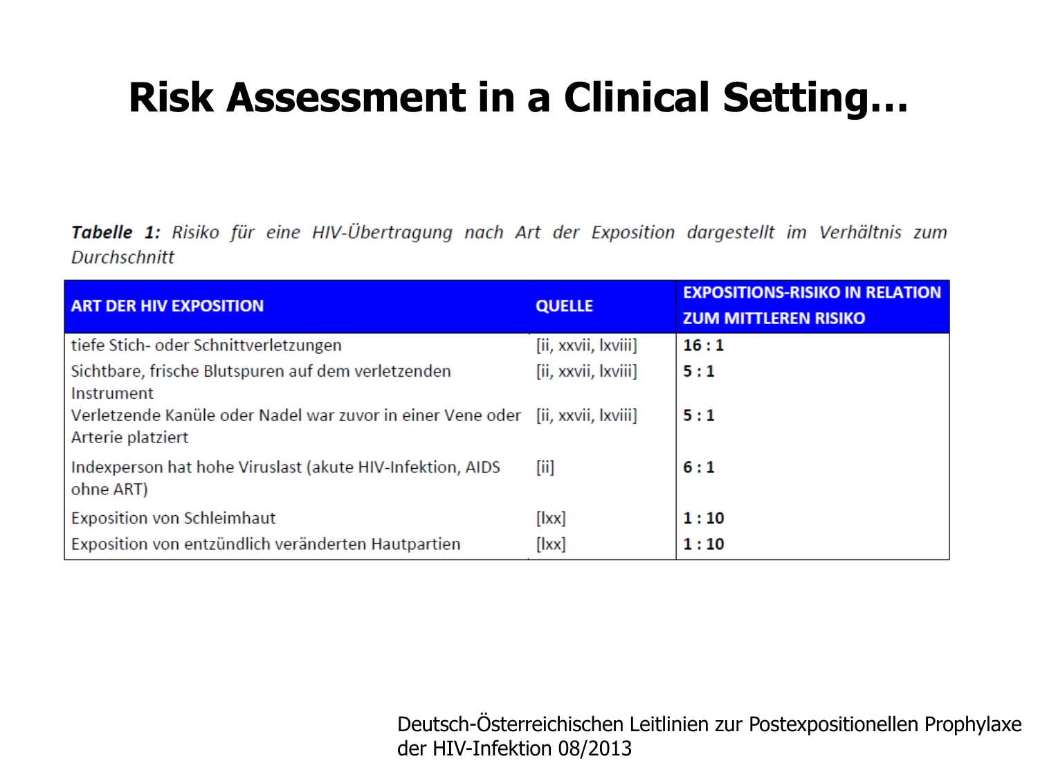# Risk Assessment in a Clinical Setting…

***Tabelle 1:*** *Risiko für eine HIV-Übertragung nach Art der Exposition dargestellt im Verhältnis zum Durchschnitt*

| ART DER HIV EXPOSITION | QUELLE | EXPOSITIONS-RISIKO IN RELATION ZUM MITTLEREN RISIKO |
|---|---|---|
| tiefe Stich- oder Schnittverletzungen | [ii, xxvii, lxviii] | **16 : 1** |
| Sichtbare, frische Blutspuren auf dem verletzenden Instrument | [ii, xxvii, lxviii] | **5 : 1** |
| Verletzende Kanüle oder Nadel war zuvor in einer Vene oder Arterie platziert | [ii, xxvii, lxviii] | **5 : 1** |
| Indexperson hat hohe Viruslast (akute HIV-Infektion, AIDS ohne ART) | [ii] | **6 : 1** |
| Exposition von Schleimhaut | [lxx] | **1 : 10** |
| Exposition von entzündlich veränderten Hautpartien | [lxx] | **1 : 10** |

Deutsch-Österreichischen Leitlinien zur Postexpositionellen Prophylaxe der HIV-Infektion 08/2013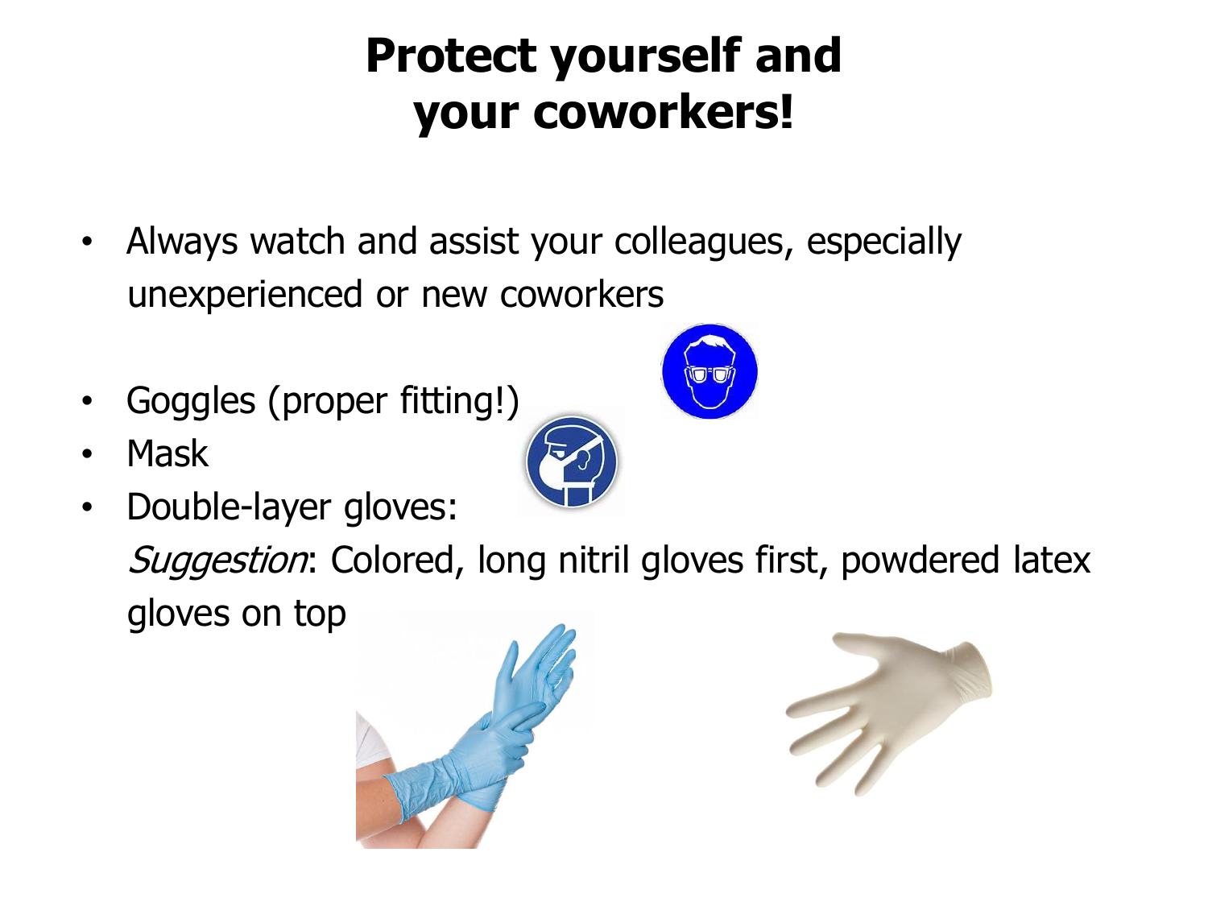# Protect yourself and your coworkers!

- Always watch and assist your colleagues, especially unexperienced or new coworkers
- Goggles (proper fitting!)
- Mask
- Double-layer gloves:
  *Suggestion*: Colored, long nitril gloves first, powdered latex gloves on top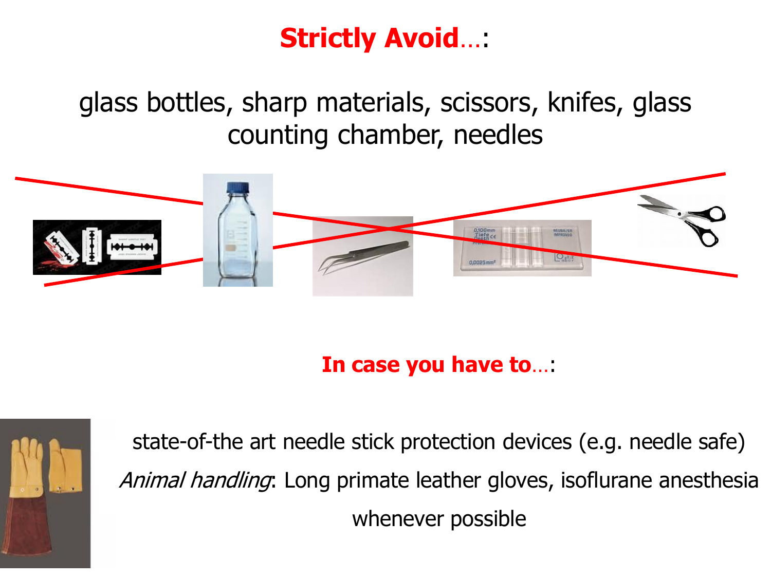# **Strictly Avoid**…:

glass bottles, sharp materials, scissors, knifes, glass counting chamber, needles

**In case you have to**…:

state-of-the art needle stick protection devices (e.g. needle safe)

*Animal handling*: Long primate leather gloves, isoflurane anesthesia whenever possible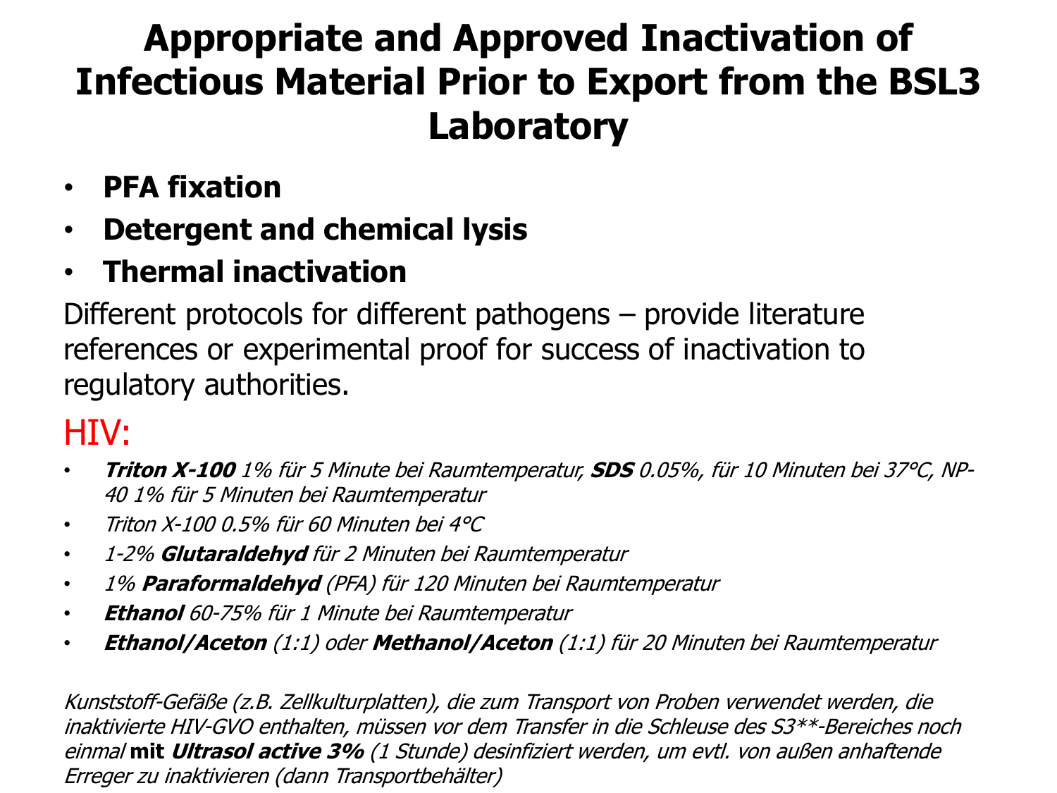# Appropriate and Approved Inactivation of Infectious Material Prior to Export from the BSL3 Laboratory

- **PFA fixation**
- **Detergent and chemical lysis**
- **Thermal inactivation**

Different protocols for different pathogens – provide literature references or experimental proof for success of inactivation to regulatory authorities.

## HIV:

- ***Triton X-100*** *1% für 5 Minute bei Raumtemperatur,* ***SDS*** *0.05%, für 10 Minuten bei 37°C, NP-40 1% für 5 Minuten bei Raumtemperatur*
- *Triton X-100 0.5% für 60 Minuten bei 4°C*
- *1-2%* ***Glutaraldehyd*** *für 2 Minuten bei Raumtemperatur*
- *1%* ***Paraformaldehyd*** *(PFA) für 120 Minuten bei Raumtemperatur*
- ***Ethanol*** *60-75% für 1 Minute bei Raumtemperatur*
- ***Ethanol/Aceton*** *(1:1) oder* ***Methanol/Aceton*** *(1:1) für 20 Minuten bei Raumtemperatur*

*Kunststoff-Gefäße (z.B. Zellkulturplatten), die zum Transport von Proben verwendet werden, die inaktivierte HIV-GVO enthalten, müssen vor dem Transfer in die Schleuse des S3\*\*-Bereiches noch einmal* **mit** ***Ultrasol active 3%*** *(1 Stunde) desinfiziert werden, um evtl. von außen anhaftende Erreger zu inaktivieren (dann Transportbehälter)*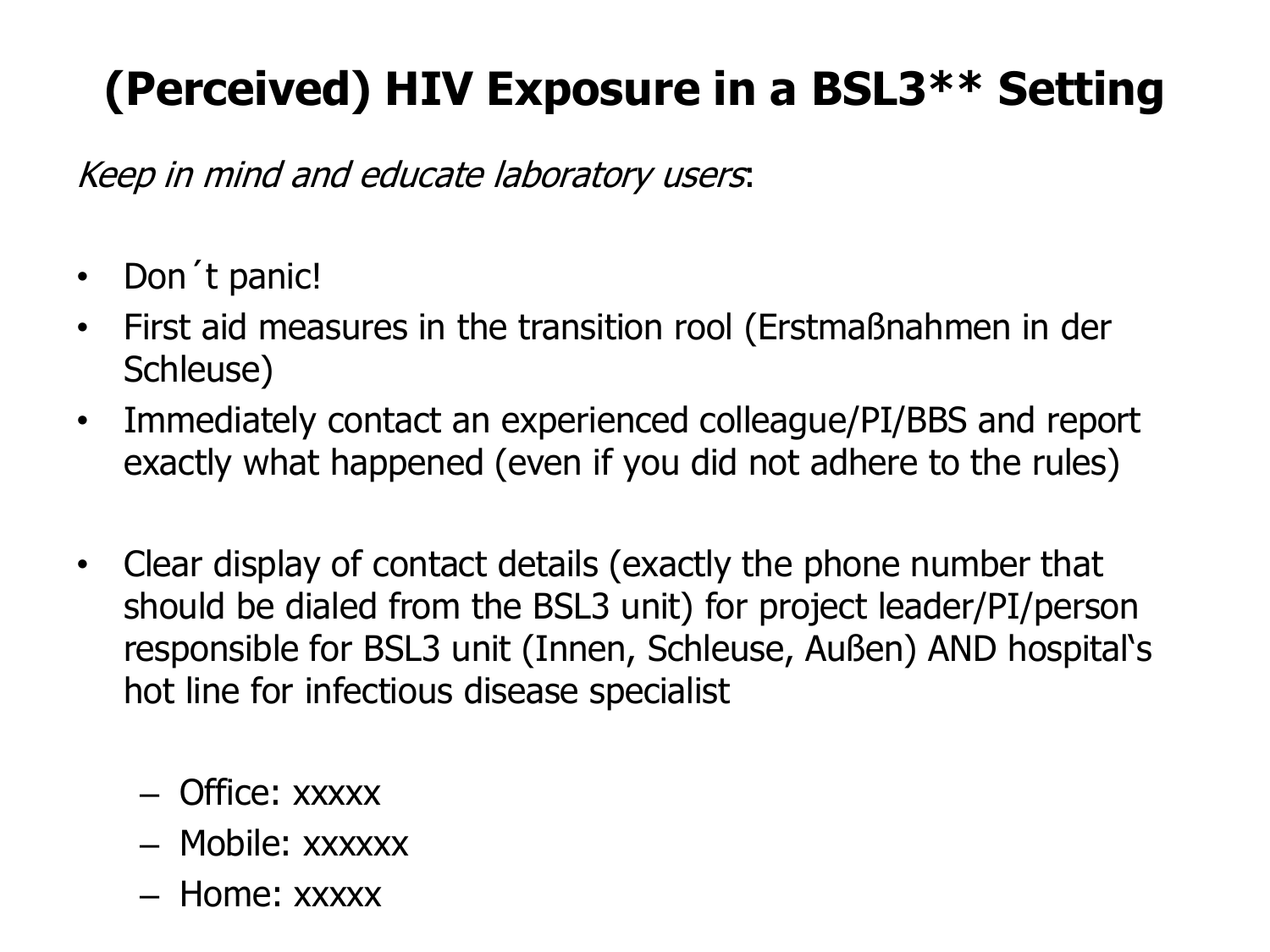# (Perceived) HIV Exposure in a BSL3** Setting

*Keep in mind and educate laboratory users*:

- Don´t panic!
- First aid measures in the transition rool (Erstmaßnahmen in der Schleuse)
- Immediately contact an experienced colleague/PI/BBS and report exactly what happened (even if you did not adhere to the rules)

- Clear display of contact details (exactly the phone number that should be dialed from the BSL3 unit) for project leader/PI/person responsible for BSL3 unit (Innen, Schleuse, Außen) AND hospital�Gs hot line for infectious disease specialist

  – Office: xxxxx
  – Mobile: xxxxxx
  – Home: xxxxx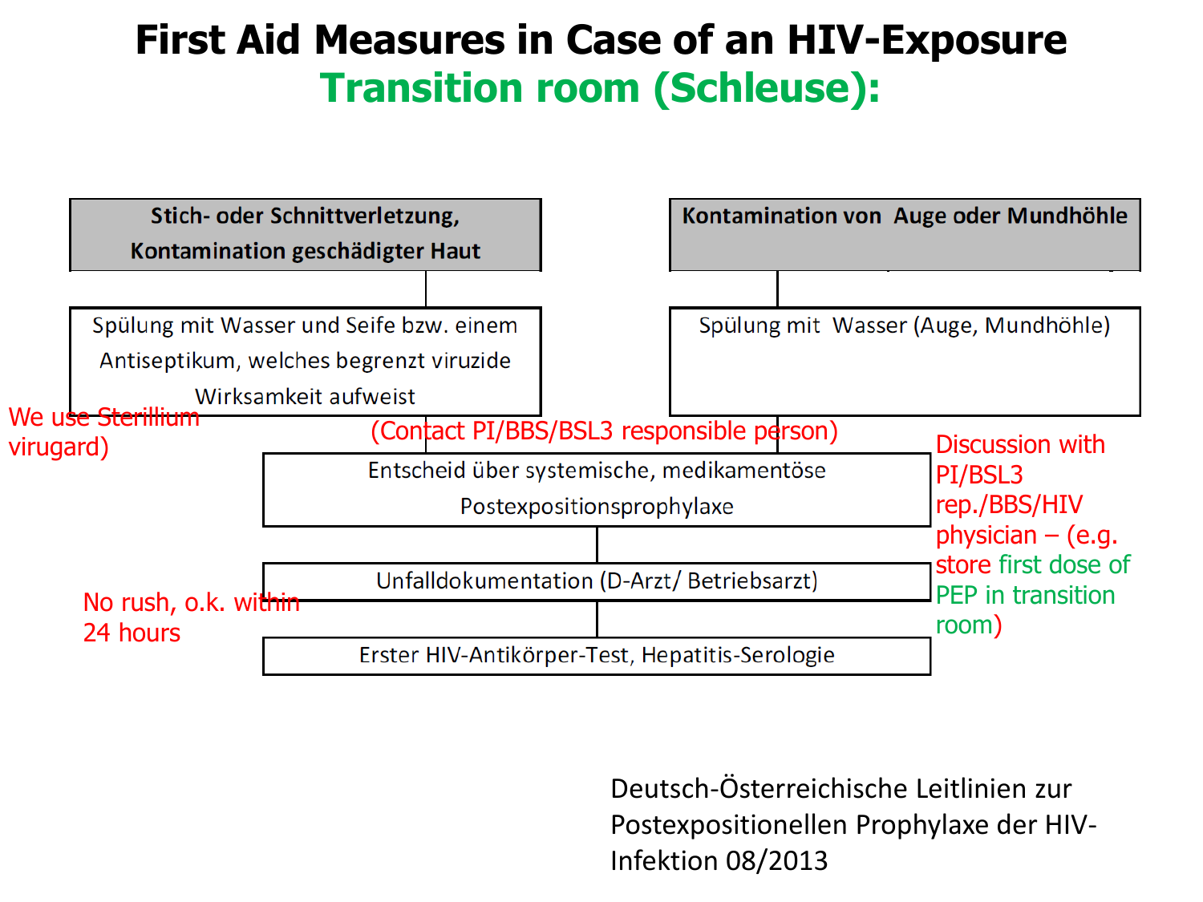# First Aid Measures in Case of an HIV-Exposure

## Transition room (Schleuse):

**Stich- oder Schnittverletzung, Kontamination geschädigter Haut**

Spülung mit Wasser und Seife bzw. einem Antiseptikum, welches begrenzt viruzide Wirksamkeit aufweist

We use Sterillium virugard)

**Kontamination von Auge oder Mundhöhle**

Spülung mit Wasser (Auge, Mundhöhle)

(Contact PI/BBS/BSL3 responsible person)

Entscheid über systemische, medikamentöse Postexpositionsprophylaxe

Discussion with PI/BSL3 rep./BBS/HIV physician – (e.g. store first dose of PEP in transition room)

Unfalldokumentation (D-Arzt/ Betriebsarzt)

No rush, o.k. within 24 hours

Erster HIV-Antikörper-Test, Hepatitis-Serologie

Deutsch-Österreichische Leitlinien zur Postexpositionellen Prophylaxe der HIV-Infektion 08/2013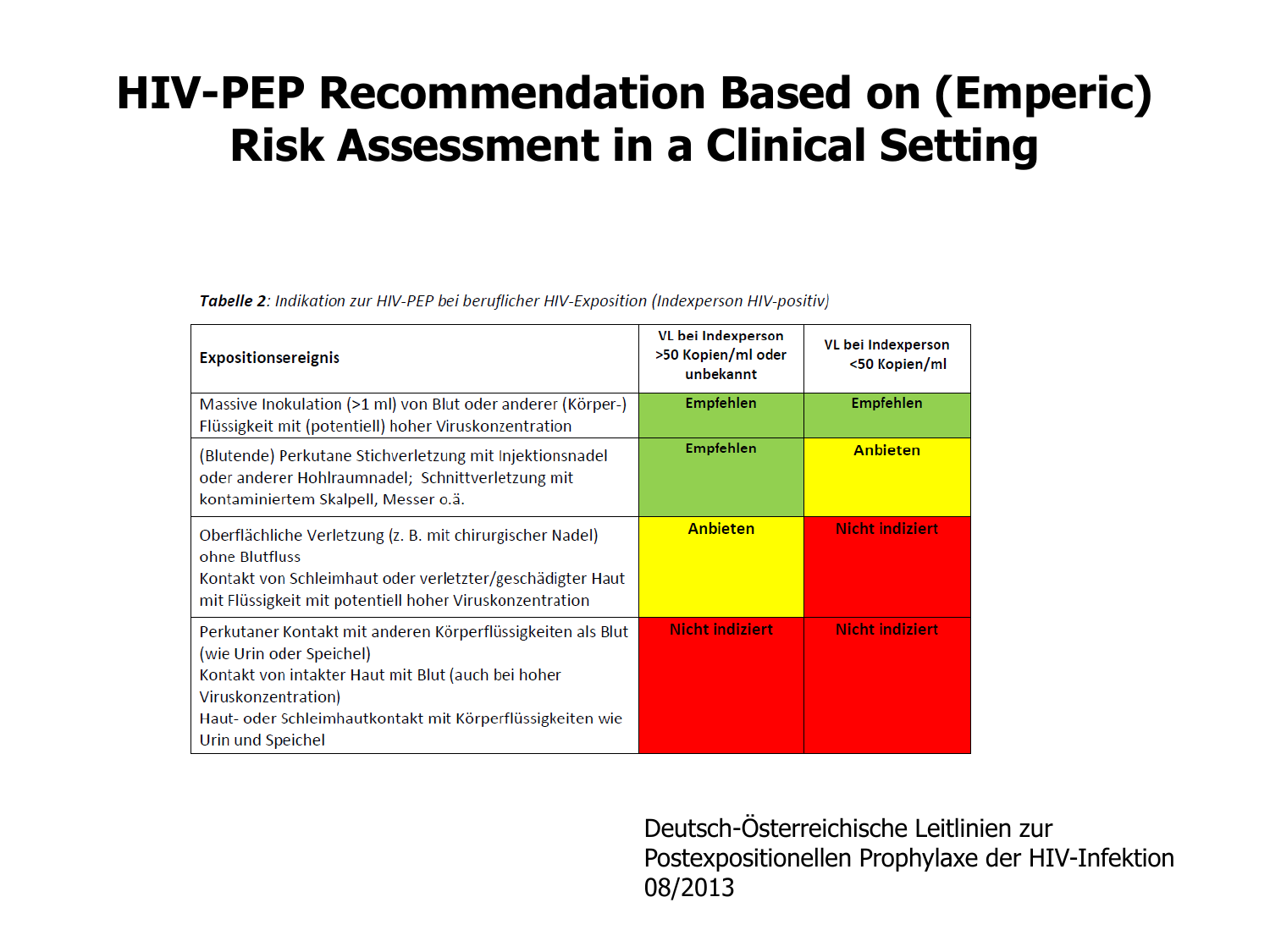# HIV-PEP Recommendation Based on (Emperic) Risk Assessment in a Clinical Setting

***Tabelle 2***: *Indikation zur HIV-PEP bei beruflicher HIV-Exposition (Indexperson HIV-positiv)*

| Expositionsereignis | VL bei Indexperson >50 Kopien/ml oder unbekannt | VL bei Indexperson <50 Kopien/ml |
|---|---|---|
| Massive Inokulation (>1 ml) von Blut oder anderer (Körper-) Flüssigkeit mit (potentiell) hoher Viruskonzentration | Empfehlen | Empfehlen |
| (Blutende) Perkutane Stichverletzung mit Injektionsnadel oder anderer Hohlraumnadel; Schnittverletzung mit kontaminiertem Skalpell, Messer o.ä. | Empfehlen | Anbieten |
| Oberflächliche Verletzung (z. B. mit chirurgischer Nadel) ohne Blutfluss<br>Kontakt von Schleimhaut oder verletzter/geschädigter Haut mit Flüssigkeit mit potentiell hoher Viruskonzentration | Anbieten | Nicht indiziert |
| Perkutaner Kontakt mit anderen Körperflüssigkeiten als Blut (wie Urin oder Speichel)<br>Kontakt von intakter Haut mit Blut (auch bei hoher Viruskonzentration)<br>Haut- oder Schleimhautkontakt mit Körperflüssigkeiten wie Urin und Speichel | Nicht indiziert | Nicht indiziert |

Deutsch-Österreichische Leitlinien zur Postexpositionellen Prophylaxe der HIV-Infektion 08/2013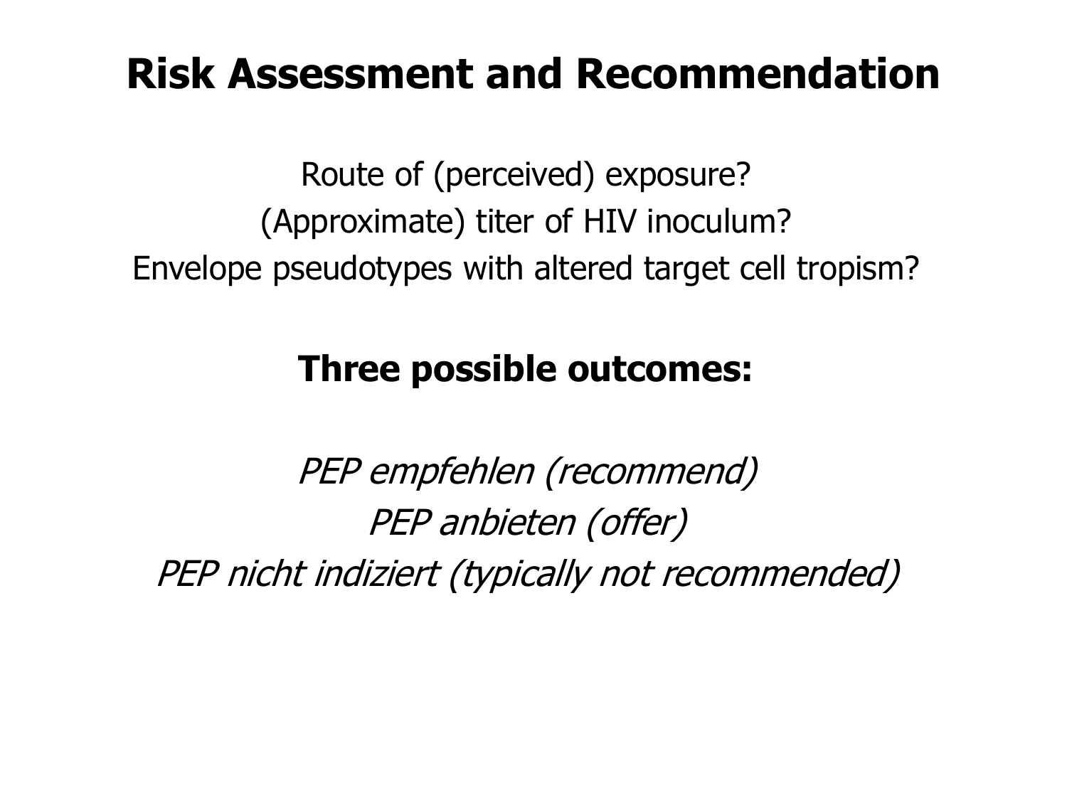# Risk Assessment and Recommendation

Route of (perceived) exposure?

(Approximate) titer of HIV inoculum?

Envelope pseudotypes with altered target cell tropism?

**Three possible outcomes:**

*PEP empfehlen (recommend)*

*PEP anbieten (offer)*

*PEP nicht indiziert (typically not recommended)*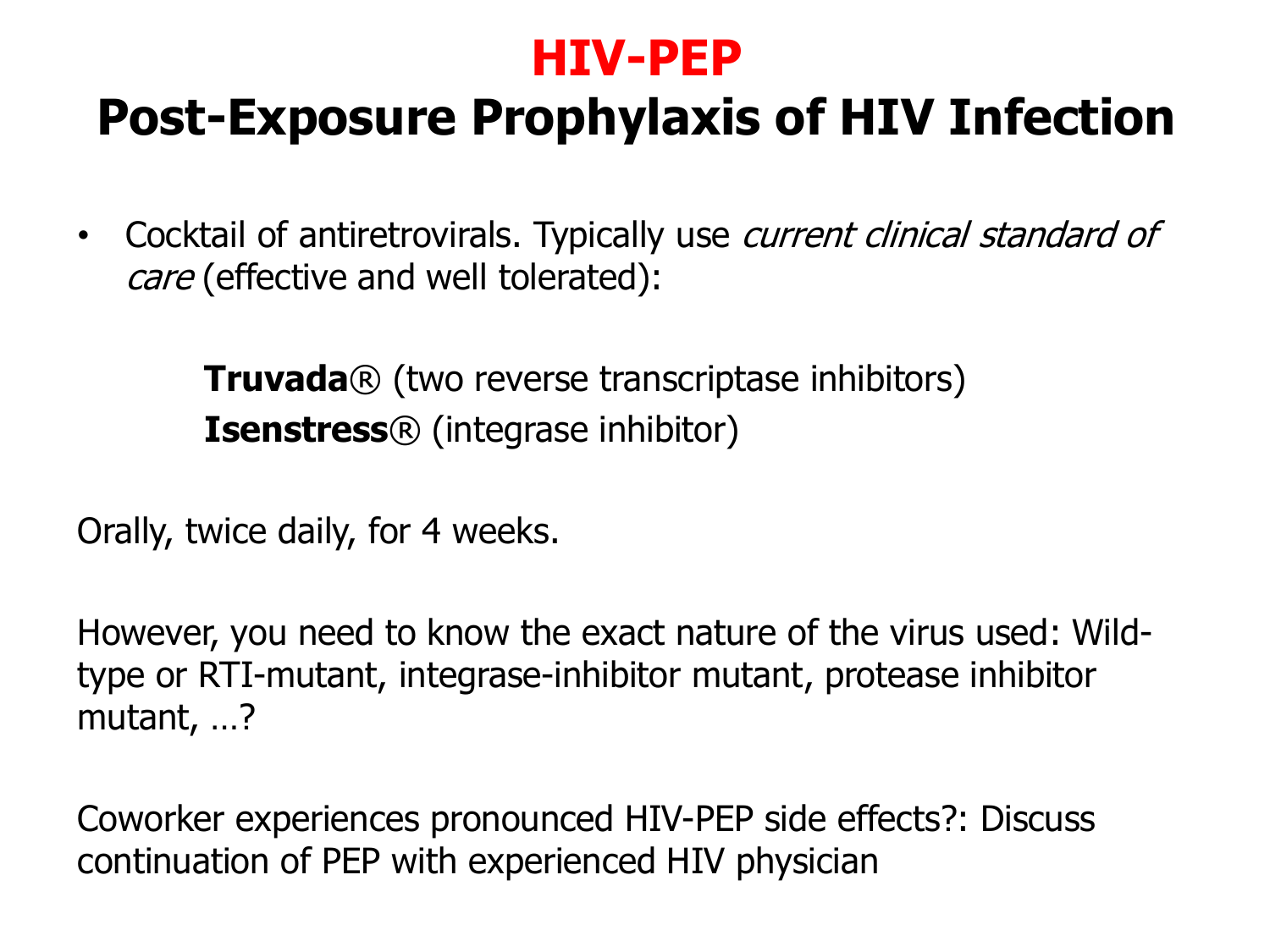# HIV-PEP

## Post-Exposure Prophylaxis of HIV Infection

- Cocktail of antiretrovirals. Typically use *current clinical standard of care* (effective and well tolerated):

  **Truvada**® (two reverse transcriptase inhibitors)
  **Isenstress**® (integrase inhibitor)

Orally, twice daily, for 4 weeks.

However, you need to know the exact nature of the virus used: Wild-type or RTI-mutant, integrase-inhibitor mutant, protease inhibitor mutant, …?

Coworker experiences pronounced HIV-PEP side effects?: Discuss continuation of PEP with experienced HIV physician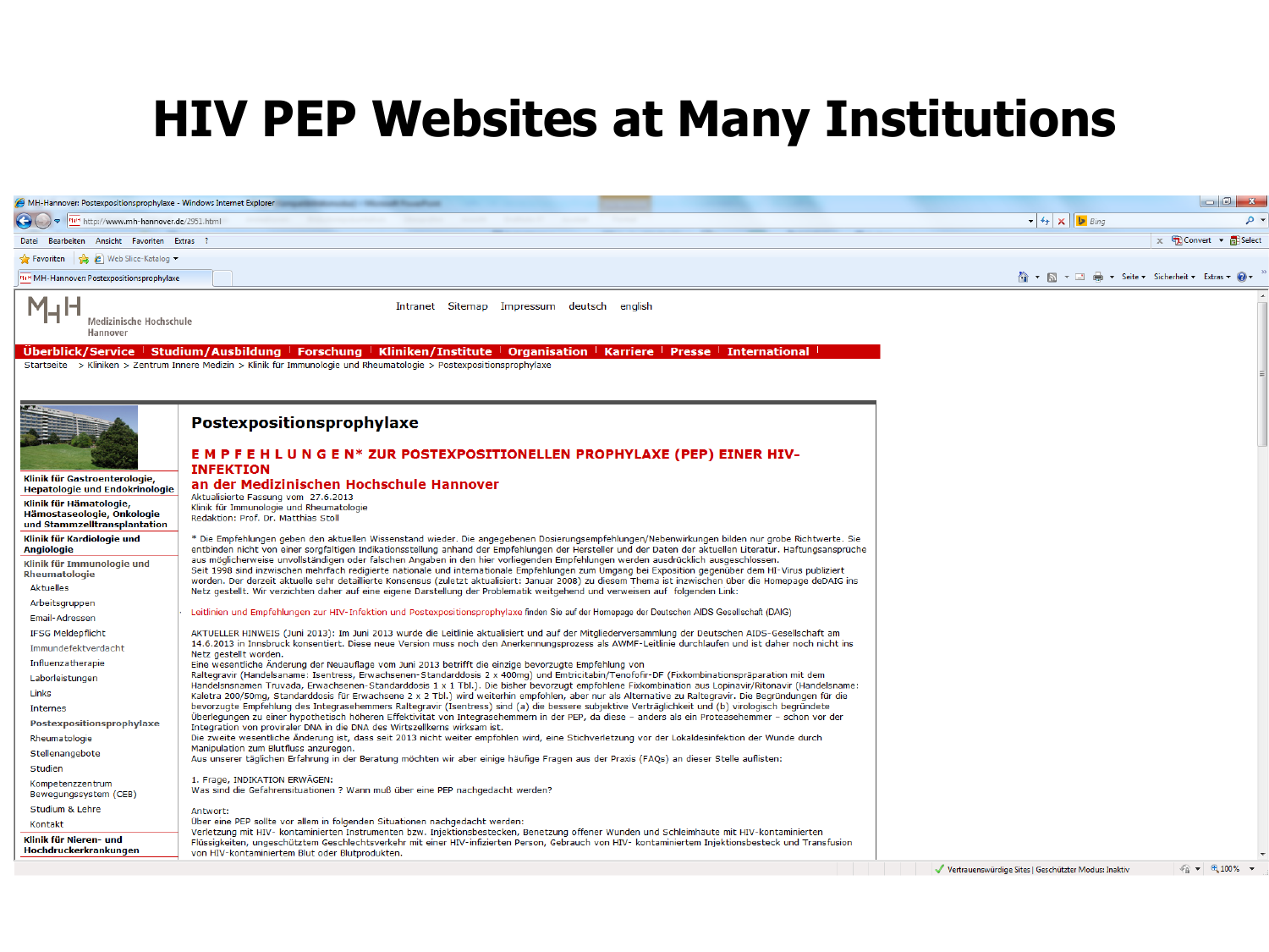# HIV PEP Websites at Many Institutions

MH-Hannover: Postexpositionsprophylaxe - Windows Internet Explorer

http://www.mh-hannover.de/2951.html

Medizinische Hochschule Hannover

Intranet Sitemap Impressum deutsch english

Überblick/Service | Studium/Ausbildung | Forschung | Kliniken/Institute | Organisation | Karriere | Presse | International

Startseite > Kliniken > Zentrum Innere Medizin > Klinik für Immunologie und Rheumatologie > Postexpositionsprophylaxe

- Klinik für Gastroenterologie, Hepatologie und Endokrinologie
- Klinik für Hämatologie, Hämostaseologie, Onkologie und Stammzelltransplantation
- Klinik für Kardiologie und Angiologie
- Klinik für Immunologie und Rheumatologie
  - Aktuelles
  - Arbeitsgruppen
  - Email-Adressen
  - IFSG Meldepflicht
  - Immundefektverdacht
  - Influenzatherapie
  - Laborleistungen
  - Links
  - Internes
  - Postexpositionsprophylaxe
  - Rheumatologie
  - Stellenangebote
  - Studien
  - Kompetenzzentrum Bewegungssystem (CEB)
  - Studium & Lehre
  - Kontakt
- Klinik für Nieren- und Hochdruckerkrankungen

## Postexpositionsprophylaxe

**E M P F E H L U N G E N\* ZUR POSTEXPOSITIONELLEN PROPHYLAXE (PEP) EINER HIV-INFEKTION**
**an der Medizinischen Hochschule Hannover**

Aktualisierte Fassung vom 27.6.2013
Klinik für Immunologie und Rheumatologie
Redaktion: Prof. Dr. Matthias Stoll

\* Die Empfehlungen geben den aktuellen Wissenstand wieder. Die angegebenen Dosierungsempfehlungen/Nebenwirkungen bilden nur grobe Richtwerte. Sie entbinden nicht von einer sorgfältigen Indikationsstellung anhand der Empfehlungen der Hersteller und der Daten der aktuellen Literatur. Haftungsansprüche aus möglicherweise unvollständigen oder falschen Angaben in den hier vorliegenden Empfehlungen werden ausdrücklich ausgeschlossen.
Seit 1998 sind inzwischen mehrfach redigierte nationale und internationale Empfehlungen zum Umgang bei Exposition gegenüber dem HI-Virus publiziert worden. Der derzeit aktuelle sehr detaillierte Konsensus (zuletzt aktualisiert: Januar 2008) zu diesem Thema ist inzwischen über die Homepage deDAIG ins Netz gestellt. Wir verzichten daher auf eine eigene Darstellung der Problematik weitgehend und verweisen auf folgenden Link:

Leitlinien und Empfehlungen zur HIV-Infektion und Postexpositionsprophylaxe finden Sie auf der Homepage der Deutschen AIDS Gesellschaft (DAIG)

AKTUELLER HINWEIS (Juni 2013): Im Juni 2013 wurde die Leitlinie aktualisiert und auf der Mitgliederversammlung der Deutschen AIDS-Gesellschaft am 14.6.2013 in Innsbruck konsentiert. Diese neue Version muss noch den Anerkennungsprozess als AWMF-Leitlinie durchlaufen und ist daher noch nicht ins Netz gestellt worden.
Eine wesentliche Änderung der Neuauflage vom Juni 2013 betrifft die einzige bevorzugte Empfehlung von Raltegravir (Handelsname: Isentress, Erwachsenen-Standarddosis 2 x 400mg) und Emtricitabin/Tenofovir-DF (Fixkombinationspräparation mit dem Handelsnamen Truvada, Erwachsenen-Standarddosis 1 x 1 Tbl.). Die bisher bevorzugt empfohlene Fixkombination aus Lopinavir/Ritonavir (Handelsname: Kaletra 200/50mg, Standarddosis für Erwachsene 2 x 2 Tbl.) wird weiterhin empfohlen, aber nur als Alternative zu Raltegravir. Die Begründungen für die bevorzugte Empfehlung des Integrasehemmers Raltegravir (Isentress) sind (a) die bessere subjektive Verträglichkeit und (b) virologisch begründete Überlegungen zu einer hypothetisch höheren Effektivität von Integrasehemmern in der PEP, da diese - anders als ein Proteasehemmer - schon vor der Integration von proviraler DNA in die DNA des Wirtszellkerns wirksam ist.
Die zweite wesentliche Änderung ist, dass seit 2013 nicht weiter empfohlen wird, eine Stichverletzung vor der Lokaldesinfektion der Wunde durch Manipulation zum Blutfluss anzuregen.
Aus unserer täglichen Erfahrung in der Beratung möchten wir aber einige häufige Fragen aus der Praxis (FAQs) an dieser Stelle auflisten:

1. Frage, INDIKATION ERWÄGEN:
Was sind die Gefahrensituationen ? Wann muß über eine PEP nachgedacht werden?

Antwort:
Über eine PEP sollte vor allem in folgenden Situationen nachgedacht werden:
Verletzung mit HIV- kontaminierten Instrumenten bzw. Injektionsbestecken, Benetzung offener Wunden und Schleimhäute mit HIV-kontaminierten Flüssigkeiten, ungeschütztem Geschlechtsverkehr mit einer HIV-infizierten Person, Gebrauch von HIV- kontaminiertem Injektionsbesteck und Transfusion von HIV-kontaminiertem Blut oder Blutprodukten.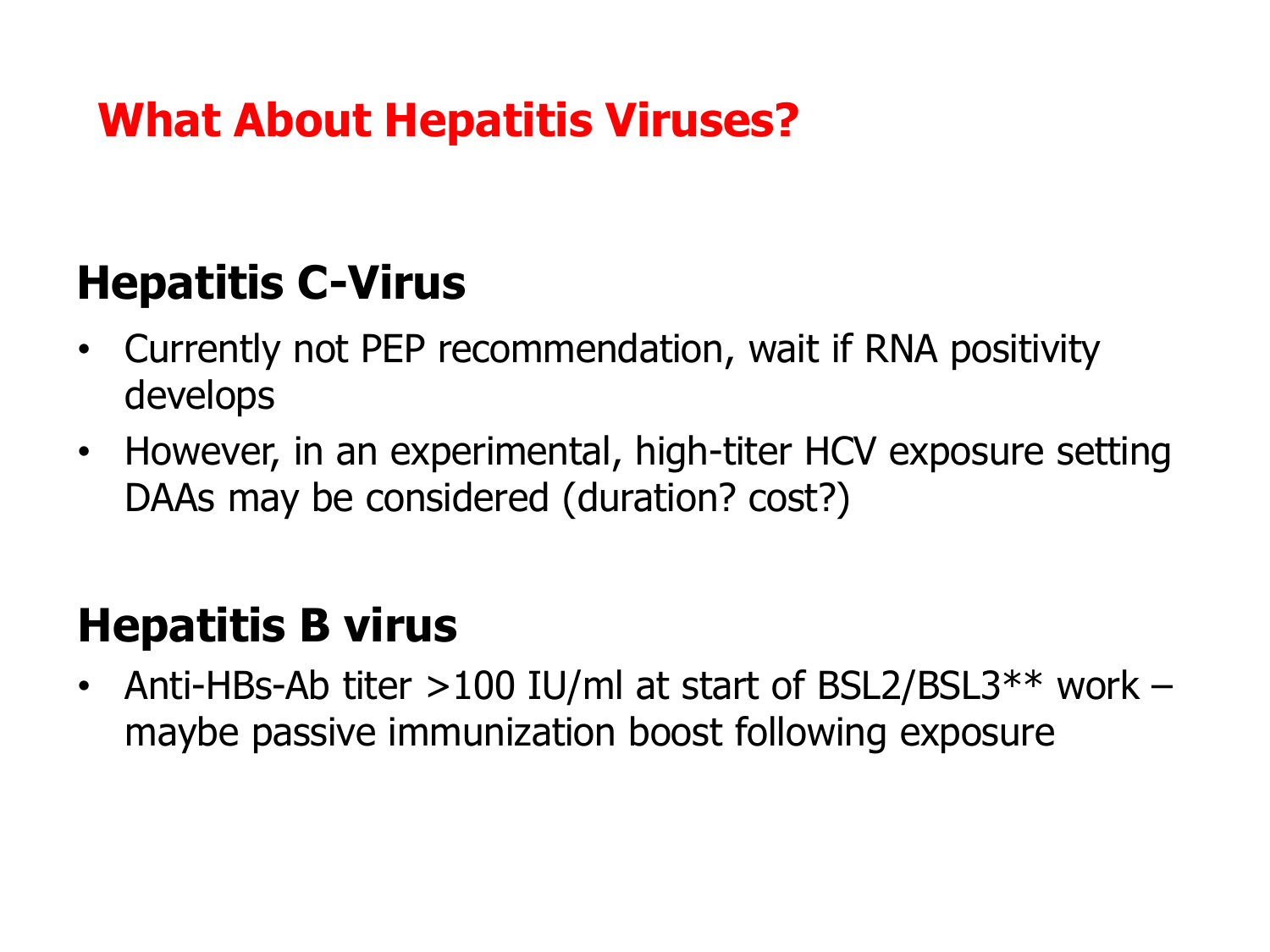# What About Hepatitis Viruses?

## Hepatitis C-Virus

- Currently not PEP recommendation, wait if RNA positivity develops
- However, in an experimental, high-titer HCV exposure setting DAAs may be considered (duration? cost?)

## Hepatitis B virus

- Anti-HBs-Ab titer >100 IU/ml at start of BSL2/BSL3** work – maybe passive immunization boost following exposure